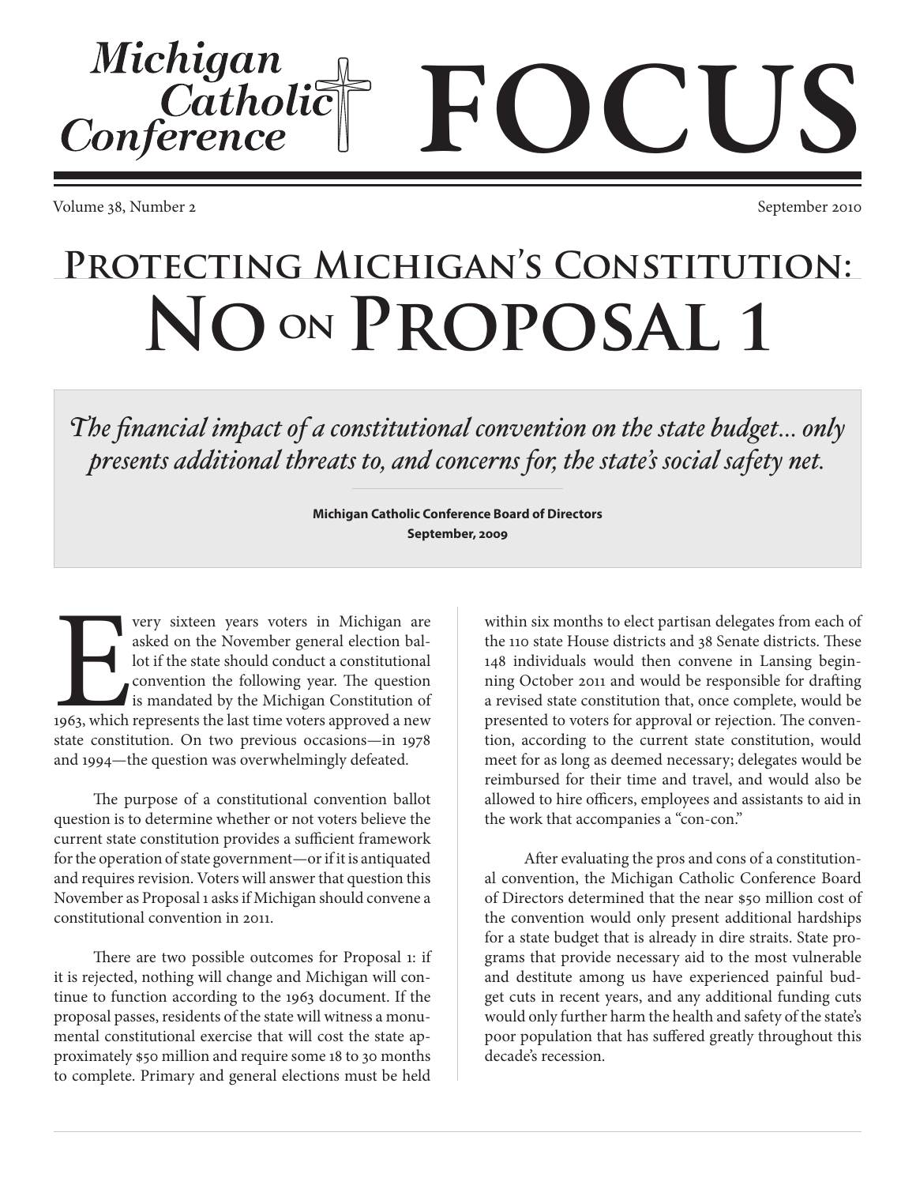# Michigan Catholic Conference FOCUS

Volume 38, Number 2 — September 2010

# Protecting Michigan's Constitution: No on Proposal 1

> *The financial impact of a constitutional convention on the state budget... only presents additional threats to, and concerns for, the state's social safety net.*
>
> **Michigan Catholic Conference Board of Directors**
> **September, 2009**

Every sixteen years voters in Michigan are asked on the November general election ballot if the state should conduct a constitutional convention the following year. The question is mandated by the Michigan Constitution of 1963, which represents the last time voters approved a new state constitution. On two previous occasions—in 1978 and 1994—the question was overwhelmingly defeated.

The purpose of a constitutional convention ballot question is to determine whether or not voters believe the current state constitution provides a sufficient framework for the operation of state government—or if it is antiquated and requires revision. Voters will answer that question this November as Proposal 1 asks if Michigan should convene a constitutional convention in 2011.

There are two possible outcomes for Proposal 1: if it is rejected, nothing will change and Michigan will continue to function according to the 1963 document. If the proposal passes, residents of the state will witness a monumental constitutional exercise that will cost the state approximately $50 million and require some 18 to 30 months to complete. Primary and general elections must be held within six months to elect partisan delegates from each of the 110 state House districts and 38 Senate districts. These 148 individuals would then convene in Lansing beginning October 2011 and would be responsible for drafting a revised state constitution that, once complete, would be presented to voters for approval or rejection. The convention, according to the current state constitution, would meet for as long as deemed necessary; delegates would be reimbursed for their time and travel, and would also be allowed to hire officers, employees and assistants to aid in the work that accompanies a "con-con."

After evaluating the pros and cons of a constitutional convention, the Michigan Catholic Conference Board of Directors determined that the near $50 million cost of the convention would only present additional hardships for a state budget that is already in dire straits. State programs that provide necessary aid to the most vulnerable and destitute among us have experienced painful budget cuts in recent years, and any additional funding cuts would only further harm the health and safety of the state's poor population that has suffered greatly throughout this decade's recession.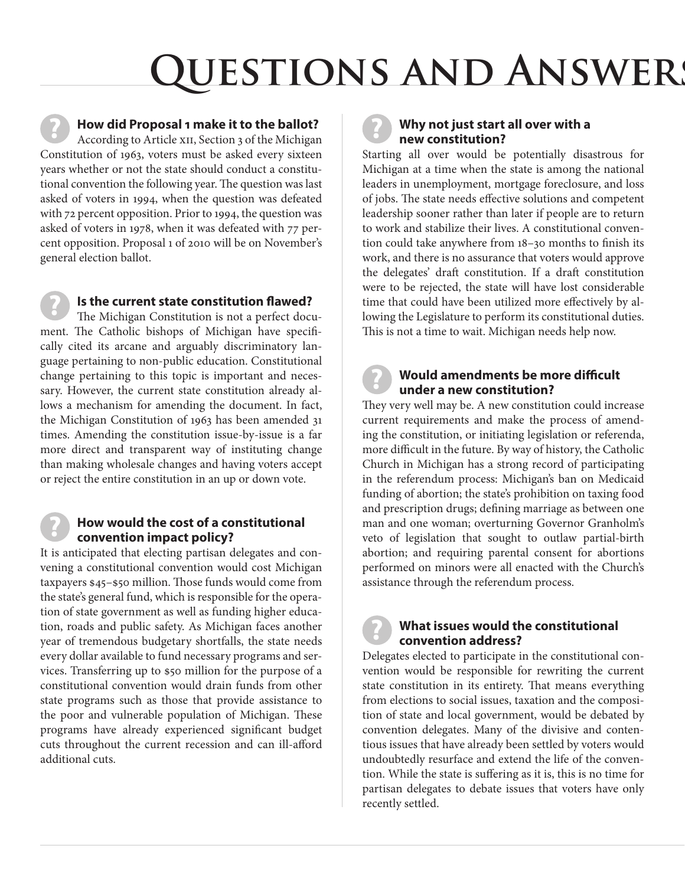# Questions and Answers

### How did Proposal 1 make it to the ballot?

According to Article XII, Section 3 of the Michigan Constitution of 1963, voters must be asked every sixteen years whether or not the state should conduct a constitutional convention the following year. The question was last asked of voters in 1994, when the question was defeated with 72 percent opposition. Prior to 1994, the question was asked of voters in 1978, when it was defeated with 77 percent opposition. Proposal 1 of 2010 will be on November's general election ballot.

### Is the current state constitution flawed?

The Michigan Constitution is not a perfect document. The Catholic bishops of Michigan have specifically cited its arcane and arguably discriminatory language pertaining to non-public education. Constitutional change pertaining to this topic is important and necessary. However, the current state constitution already allows a mechanism for amending the document. In fact, the Michigan Constitution of 1963 has been amended 31 times. Amending the constitution issue-by-issue is a far more direct and transparent way of instituting change than making wholesale changes and having voters accept or reject the entire constitution in an up or down vote.

### How would the cost of a constitutional convention impact policy?

It is anticipated that electing partisan delegates and convening a constitutional convention would cost Michigan taxpayers $45–$50 million. Those funds would come from the state's general fund, which is responsible for the operation of state government as well as funding higher education, roads and public safety. As Michigan faces another year of tremendous budgetary shortfalls, the state needs every dollar available to fund necessary programs and services. Transferring up to $50 million for the purpose of a constitutional convention would drain funds from other state programs such as those that provide assistance to the poor and vulnerable population of Michigan. These programs have already experienced significant budget cuts throughout the current recession and can ill-afford additional cuts.

### Why not just start all over with a new constitution?

Starting all over would be potentially disastrous for Michigan at a time when the state is among the national leaders in unemployment, mortgage foreclosure, and loss of jobs. The state needs effective solutions and competent leadership sooner rather than later if people are to return to work and stabilize their lives. A constitutional convention could take anywhere from 18–30 months to finish its work, and there is no assurance that voters would approve the delegates' draft constitution. If a draft constitution were to be rejected, the state will have lost considerable time that could have been utilized more effectively by allowing the Legislature to perform its constitutional duties. This is not a time to wait. Michigan needs help now.

### Would amendments be more difficult under a new constitution?

They very well may be. A new constitution could increase current requirements and make the process of amending the constitution, or initiating legislation or referenda, more difficult in the future. By way of history, the Catholic Church in Michigan has a strong record of participating in the referendum process: Michigan's ban on Medicaid funding of abortion; the state's prohibition on taxing food and prescription drugs; defining marriage as between one man and one woman; overturning Governor Granholm's veto of legislation that sought to outlaw partial-birth abortion; and requiring parental consent for abortions performed on minors were all enacted with the Church's assistance through the referendum process.

### What issues would the constitutional convention address?

Delegates elected to participate in the constitutional convention would be responsible for rewriting the current state constitution in its entirety. That means everything from elections to social issues, taxation and the composition of state and local government, would be debated by convention delegates. Many of the divisive and contentious issues that have already been settled by voters would undoubtedly resurface and extend the life of the convention. While the state is suffering as it is, this is no time for partisan delegates to debate issues that voters have only recently settled.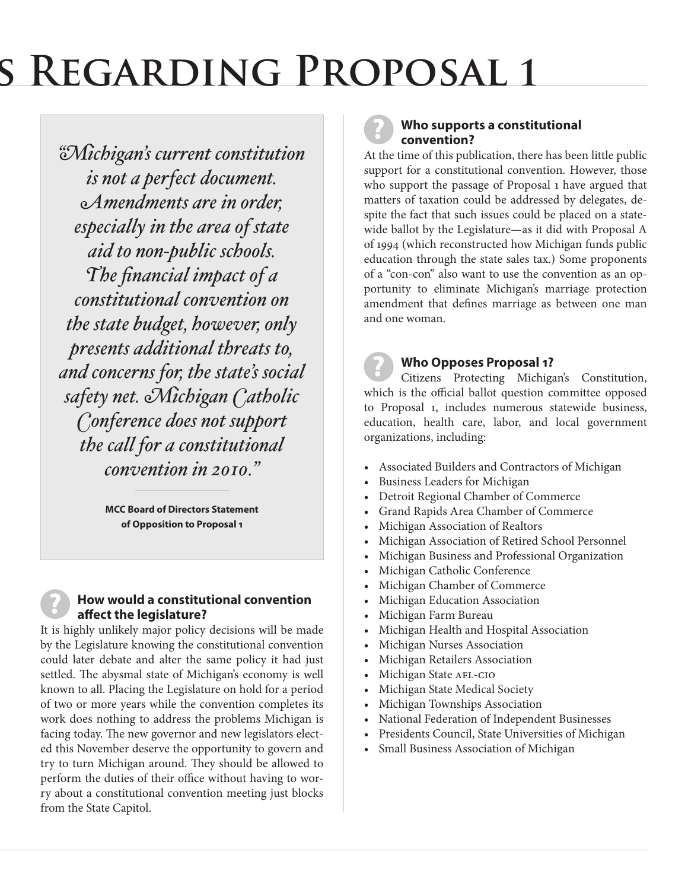# s Regarding Proposal 1

> *"Michigan's current constitution is not a perfect document. Amendments are in order, especially in the area of state aid to non-public schools. The financial impact of a constitutional convention on the state budget, however, only presents additional threats to, and concerns for, the state's social safety net. Michigan Catholic Conference does not support the call for a constitutional convention in 2010."*
>
> **MCC Board of Directors Statement of Opposition to Proposal 1**

### How would a constitutional convention affect the legislature?

It is highly unlikely major policy decisions will be made by the Legislature knowing the constitutional convention could later debate and alter the same policy it had just settled. The abysmal state of Michigan's economy is well known to all. Placing the Legislature on hold for a period of two or more years while the convention completes its work does nothing to address the problems Michigan is facing today. The new governor and new legislators elected this November deserve the opportunity to govern and try to turn Michigan around. They should be allowed to perform the duties of their office without having to worry about a constitutional convention meeting just blocks from the State Capitol.

### Who supports a constitutional convention?

At the time of this publication, there has been little public support for a constitutional convention. However, those who support the passage of Proposal 1 have argued that matters of taxation could be addressed by delegates, despite the fact that such issues could be placed on a statewide ballot by the Legislature—as it did with Proposal A of 1994 (which reconstructed how Michigan funds public education through the state sales tax.) Some proponents of a "con-con" also want to use the convention as an opportunity to eliminate Michigan's marriage protection amendment that defines marriage as between one man and one woman.

### Who Opposes Proposal 1?

Citizens Protecting Michigan's Constitution, which is the official ballot question committee opposed to Proposal 1, includes numerous statewide business, education, health care, labor, and local government organizations, including:

- Associated Builders and Contractors of Michigan
- Business Leaders for Michigan
- Detroit Regional Chamber of Commerce
- Grand Rapids Area Chamber of Commerce
- Michigan Association of Realtors
- Michigan Association of Retired School Personnel
- Michigan Business and Professional Organization
- Michigan Catholic Conference
- Michigan Chamber of Commerce
- Michigan Education Association
- Michigan Farm Bureau
- Michigan Health and Hospital Association
- Michigan Nurses Association
- Michigan Retailers Association
- Michigan State AFL-CIO
- Michigan State Medical Society
- Michigan Townships Association
- National Federation of Independent Businesses
- Presidents Council, State Universities of Michigan
- Small Business Association of Michigan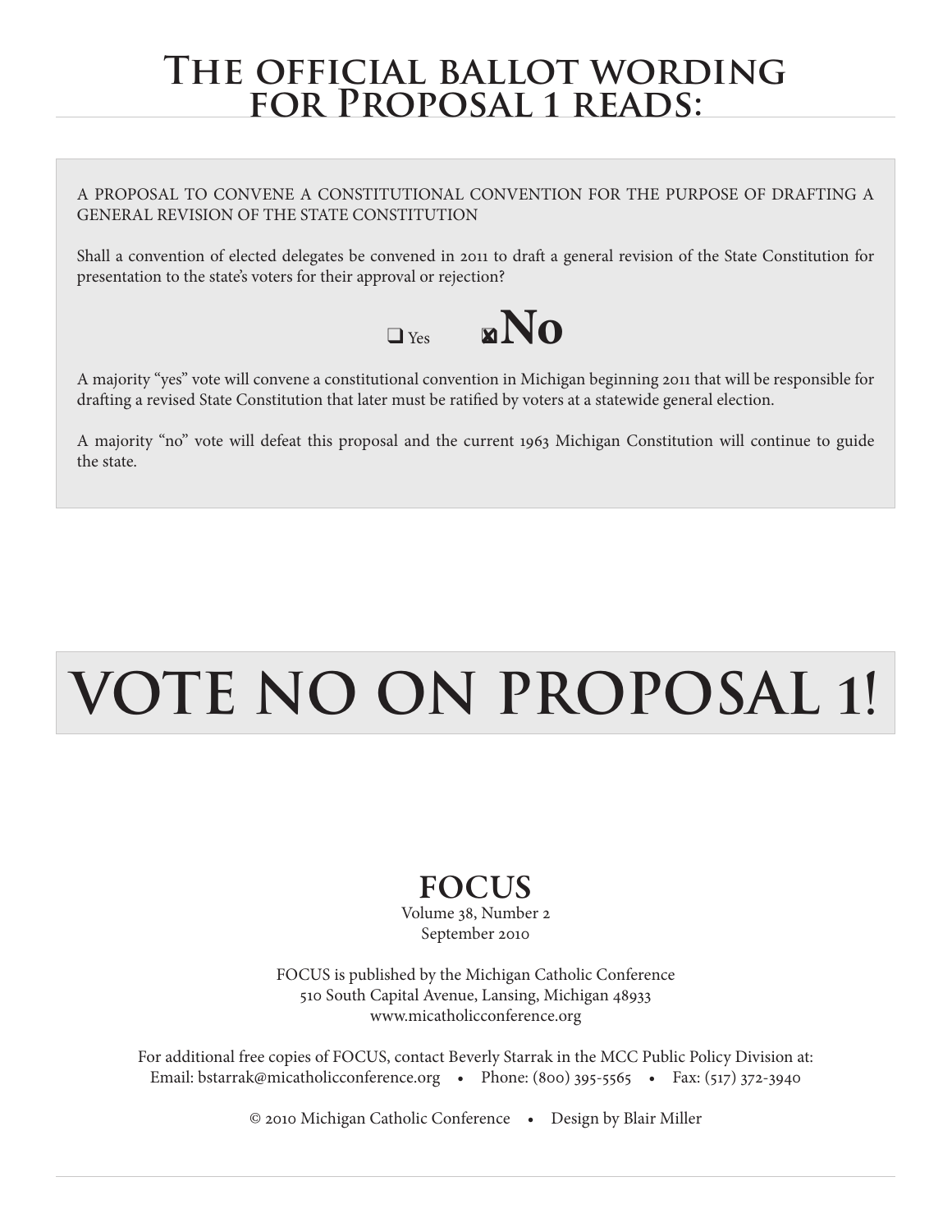## The official ballot wording for Proposal 1 reads:

A PROPOSAL TO CONVENE A CONSTITUTIONAL CONVENTION FOR THE PURPOSE OF DRAFTING A GENERAL REVISION OF THE STATE CONSTITUTION

Shall a convention of elected delegates be convened in 2011 to draft a general revision of the State Constitution for presentation to the state's voters for their approval or rejection?

☐ Yes ☒ **No**

A majority "yes" vote will convene a constitutional convention in Michigan beginning 2011 that will be responsible for drafting a revised State Constitution that later must be ratified by voters at a statewide general election.

A majority "no" vote will defeat this proposal and the current 1963 Michigan Constitution will continue to guide the state.

# VOTE NO ON PROPOSAL 1!

**FOCUS**
Volume 38, Number 2
September 2010

FOCUS is published by the Michigan Catholic Conference
510 South Capital Avenue, Lansing, Michigan 48933
www.micatholicconference.org

For additional free copies of FOCUS, contact Beverly Starrak in the MCC Public Policy Division at:
Email: bstarrak@micatholicconference.org • Phone: (800) 395-5565 • Fax: (517) 372-3940

© 2010 Michigan Catholic Conference • Design by Blair Miller